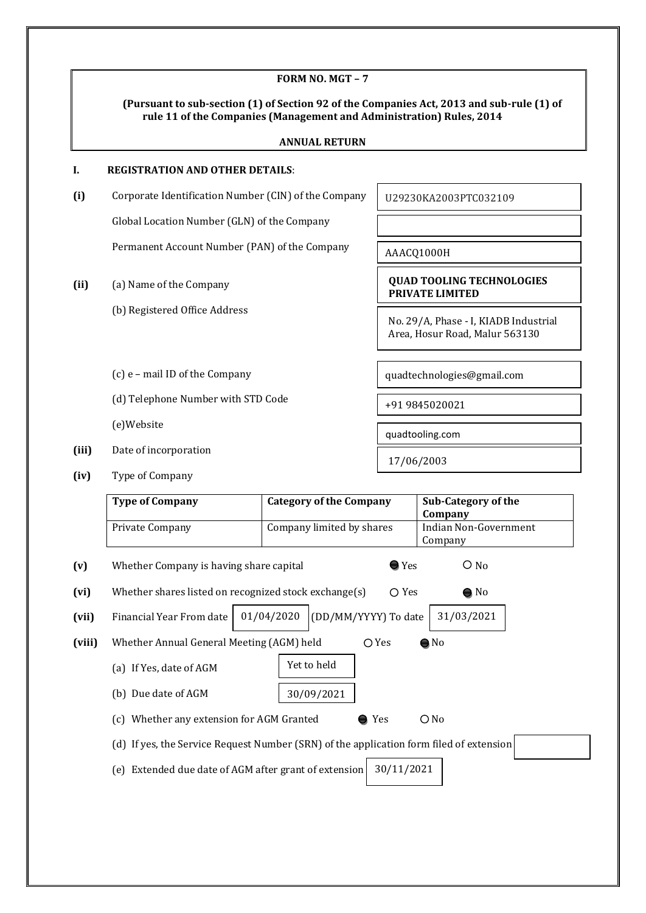**FORM NO. MGT – 7**

**(Pursuant to sub-section (1) of Section 92 of the Companies Act, 2013 and sub-rule (1) of rule 11 of the Companies (Management and Administration) Rules, 2014**

**ANNUAL RETURN**

## I. REGISTRATION AND OTHER DETAILS:

**(i)** Corporate Identification Number (CIN) of the Company: U29230KA2003PTC032109

Global Location Number (GLN) of the Company:

Permanent Account Number (PAN) of the Company: AAACQ1000H

**(ii)** (a) Name of the Company: **QUAD TOOLING TECHNOLOGIES PRIVATE LIMITED**

(b) Registered Office Address: No. 29/A, Phase - I, KIADB Industrial Area, Hosur Road, Malur 563130

(c) e – mail ID of the Company: quadtechnologies@gmail.com

(d) Telephone Number with STD Code: +91 9845020021

(e)Website: quadtooling.com

**(iii)** Date of incorporation: 17/06/2003

**(iv)** Type of Company

| Type of Company | Category of the Company | Sub-Category of the Company |
|---|---|---|
| Private Company | Company limited by shares | Indian Non-Government Company |

**(v)** Whether Company is having share capital: ● Yes ○ No

**(vi)** Whether shares listed on recognized stock exchange(s): ○ Yes ● No

**(vii)** Financial Year From date 01/04/2020 (DD/MM/YYYY) To date 31/03/2021

**(viii)** Whether Annual General Meeting (AGM) held: ○ Yes ● No

(a) If Yes, date of AGM: Yet to held

(b) Due date of AGM: 30/09/2021

(c) Whether any extension for AGM Granted: ● Yes ○ No

(d) If yes, the Service Request Number (SRN) of the application form filed of extension:

(e) Extended due date of AGM after grant of extension: 30/11/2021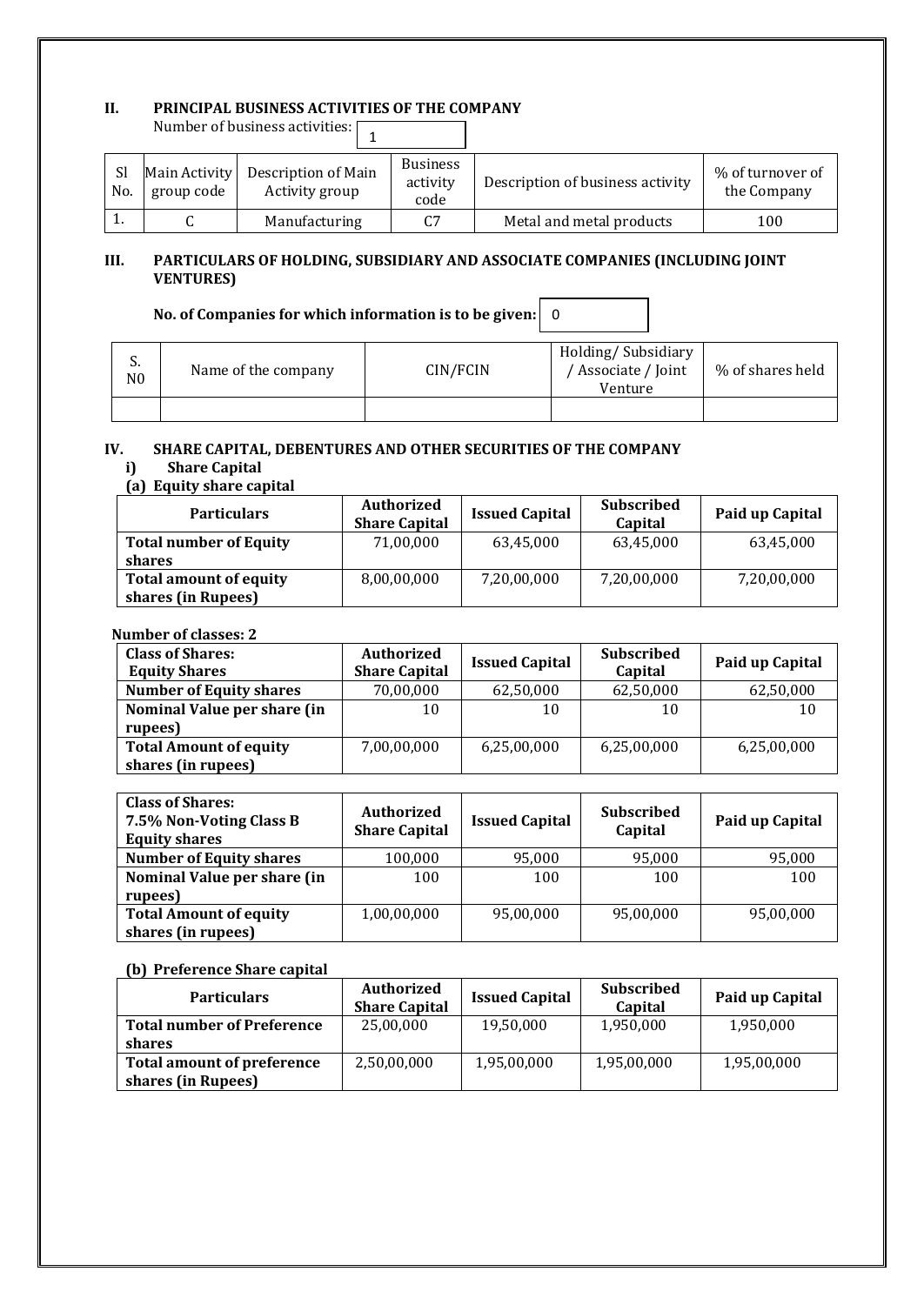## II. PRINCIPAL BUSINESS ACTIVITIES OF THE COMPANY

Number of business activities: 1

| Sl No. | Main Activity group code | Description of Main Activity group | Business activity code | Description of business activity | % of turnover of the Company |
|---|---|---|---|---|---|
| 1. | C | Manufacturing | C7 | Metal and metal products | 100 |

## III. PARTICULARS OF HOLDING, SUBSIDIARY AND ASSOCIATE COMPANIES (INCLUDING JOINT VENTURES)

**No. of Companies for which information is to be given:** 0

| S. N0 | Name of the company | CIN/FCIN | Holding/ Subsidiary / Associate / Joint Venture | % of shares held |
|---|---|---|---|---|
| | | | | |

## IV. SHARE CAPITAL, DEBENTURES AND OTHER SECURITIES OF THE COMPANY

### i) Share Capital

**(a) Equity share capital**

| Particulars | Authorized Share Capital | Issued Capital | Subscribed Capital | Paid up Capital |
|---|---|---|---|---|
| **Total number of Equity shares** | 71,00,000 | 63,45,000 | 63,45,000 | 63,45,000 |
| **Total amount of equity shares (in Rupees)** | 8,00,00,000 | 7,20,00,000 | 7,20,00,000 | 7,20,00,000 |

**Number of classes: 2**

| Class of Shares: Equity Shares | Authorized Share Capital | Issued Capital | Subscribed Capital | Paid up Capital |
|---|---|---|---|---|
| **Number of Equity shares** | 70,00,000 | 62,50,000 | 62,50,000 | 62,50,000 |
| **Nominal Value per share (in rupees)** | 10 | 10 | 10 | 10 |
| **Total Amount of equity shares (in rupees)** | 7,00,00,000 | 6,25,00,000 | 6,25,00,000 | 6,25,00,000 |

| Class of Shares: 7.5% Non-Voting Class B Equity shares | Authorized Share Capital | Issued Capital | Subscribed Capital | Paid up Capital |
|---|---|---|---|---|
| **Number of Equity shares** | 100,000 | 95,000 | 95,000 | 95,000 |
| **Nominal Value per share (in rupees)** | 100 | 100 | 100 | 100 |
| **Total Amount of equity shares (in rupees)** | 1,00,00,000 | 95,00,000 | 95,00,000 | 95,00,000 |

**(b) Preference Share capital**

| Particulars | Authorized Share Capital | Issued Capital | Subscribed Capital | Paid up Capital |
|---|---|---|---|---|
| **Total number of Preference shares** | 25,00,000 | 19,50,000 | 1,950,000 | 1,950,000 |
| **Total amount of preference shares (in Rupees)** | 2,50,00,000 | 1,95,00,000 | 1,95,00,000 | 1,95,00,000 |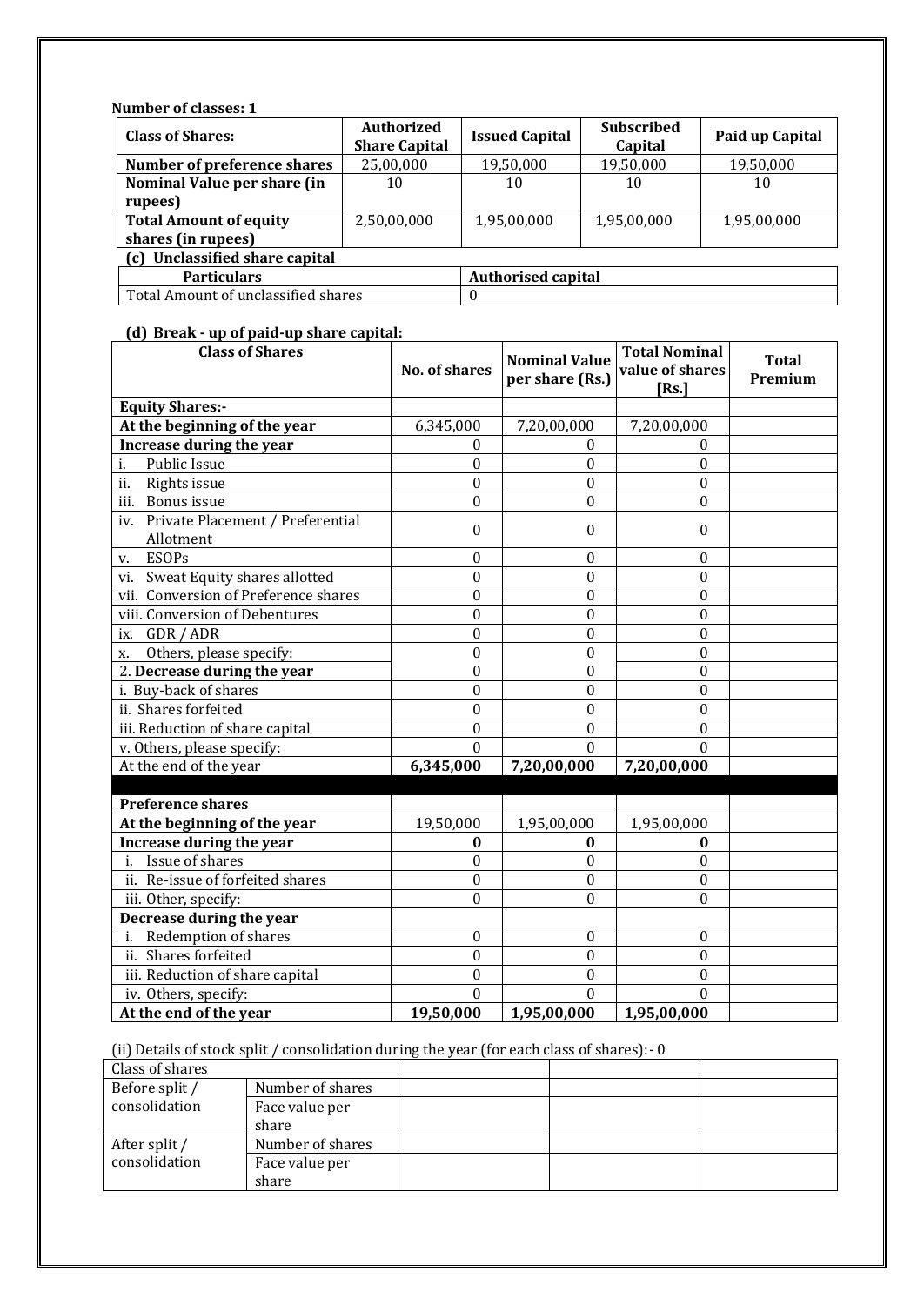**Number of classes: 1**

| **Class of Shares:** | **Authorized Share Capital** | **Issued Capital** | **Subscribed Capital** | **Paid up Capital** |
|---|---|---|---|---|
| **Number of preference shares** | 25,00,000 | 19,50,000 | 19,50,000 | 19,50,000 |
| **Nominal Value per share (in rupees)** | 10 | 10 | 10 | 10 |
| **Total Amount of equity shares (in rupees)** | 2,50,00,000 | 1,95,00,000 | 1,95,00,000 | 1,95,00,000 |

**(c) Unclassified share capital**

| **Particulars** | **Authorised capital** |
|---|---|
| Total Amount of unclassified shares | 0 |

**(d) Break - up of paid-up share capital:**

| **Class of Shares** | **No. of shares** | **Nominal Value per share (Rs.)** | **Total Nominal value of shares [Rs.]** | **Total Premium** |
|---|---|---|---|---|
| **Equity Shares:-** | | | | |
| **At the beginning of the year** | 6,345,000 | 7,20,00,000 | 7,20,00,000 | |
| **Increase during the year** | 0 | 0 | 0 | |
| i. Public Issue | 0 | 0 | 0 | |
| ii. Rights issue | 0 | 0 | 0 | |
| iii. Bonus issue | 0 | 0 | 0 | |
| iv. Private Placement / Preferential Allotment | 0 | 0 | 0 | |
| v. ESOPs | 0 | 0 | 0 | |
| vi. Sweat Equity shares allotted | 0 | 0 | 0 | |
| vii. Conversion of Preference shares | 0 | 0 | 0 | |
| viii. Conversion of Debentures | 0 | 0 | 0 | |
| ix. GDR / ADR | 0 | 0 | 0 | |
| x. Others, please specify: | 0 | 0 | 0 | |
| 2. **Decrease during the year** | 0 | 0 | 0 | |
| i. Buy-back of shares | 0 | 0 | 0 | |
| ii. Shares forfeited | 0 | 0 | 0 | |
| iii. Reduction of share capital | 0 | 0 | 0 | |
| v. Others, please specify: | 0 | 0 | 0 | |
| At the end of the year | **6,345,000** | **7,20,00,000** | **7,20,00,000** | |
| | | | | |
| **Preference shares** | | | | |
| **At the beginning of the year** | 19,50,000 | 1,95,00,000 | 1,95,00,000 | |
| **Increase during the year** | **0** | **0** | **0** | |
| i. Issue of shares | 0 | 0 | 0 | |
| ii. Re-issue of forfeited shares | 0 | 0 | 0 | |
| iii. Other, specify: | 0 | 0 | 0 | |
| **Decrease during the year** | | | | |
| i. Redemption of shares | 0 | 0 | 0 | |
| ii. Shares forfeited | 0 | 0 | 0 | |
| iii. Reduction of share capital | 0 | 0 | 0 | |
| iv. Others, specify: | 0 | 0 | 0 | |
| **At the end of the year** | **19,50,000** | **1,95,00,000** | **1,95,00,000** | |

(ii) Details of stock split / consolidation during the year (for each class of shares):- 0

| Class of shares | | | | |
|---|---|---|---|---|
| Before split / consolidation | Number of shares | | | |
| | Face value per share | | | |
| After split / consolidation | Number of shares | | | |
| | Face value per share | | | |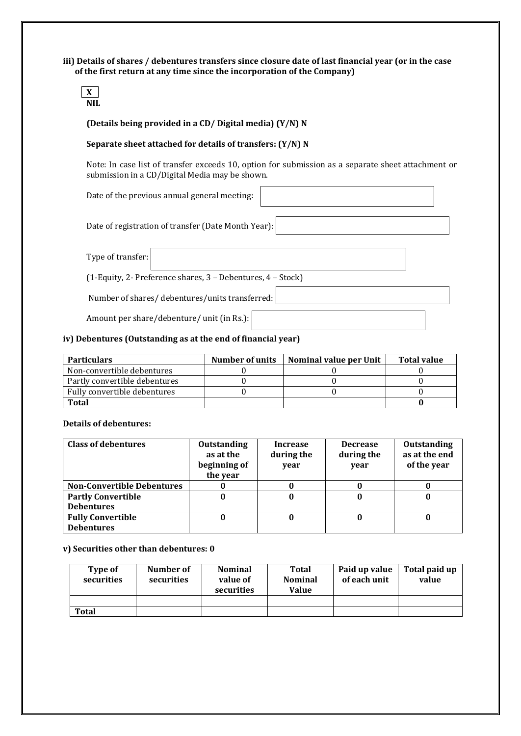**iii) Details of shares / debentures transfers since closure date of last financial year (or in the case of the first return at any time since the incorporation of the Company)**

**X**

**NIL**

**(Details being provided in a CD/ Digital media) (Y/N) N**

**Separate sheet attached for details of transfers: (Y/N) N**

Note: In case list of transfer exceeds 10, option for submission as a separate sheet attachment or submission in a CD/Digital Media may be shown.

Date of the previous annual general meeting:

Date of registration of transfer (Date Month Year):

Type of transfer:

(1-Equity, 2- Preference shares, 3 – Debentures, 4 – Stock)

Number of shares/ debentures/units transferred:

Amount per share/debenture/ unit (in Rs.):

**iv) Debentures (Outstanding as at the end of financial year)**

| Particulars | Number of units | Nominal value per Unit | Total value |
|---|---|---|---|
| Non-convertible debentures | 0 | 0 | 0 |
| Partly convertible debentures | 0 | 0 | 0 |
| Fully convertible debentures | 0 | 0 | 0 |
| **Total** | | | **0** |

**Details of debentures:**

| Class of debentures | Outstanding as at the beginning of the year | Increase during the year | Decrease during the year | Outstanding as at the end of the year |
|---|---|---|---|---|
| **Non-Convertible Debentures** | **0** | **0** | **0** | **0** |
| **Partly Convertible Debentures** | **0** | **0** | **0** | **0** |
| **Fully Convertible Debentures** | **0** | **0** | **0** | **0** |

**v) Securities other than debentures: 0**

| Type of securities | Number of securities | Nominal value of securities | Total Nominal Value | Paid up value of each unit | Total paid up value |
|---|---|---|---|---|---|
| | | | | | |
| **Total** | | | | | |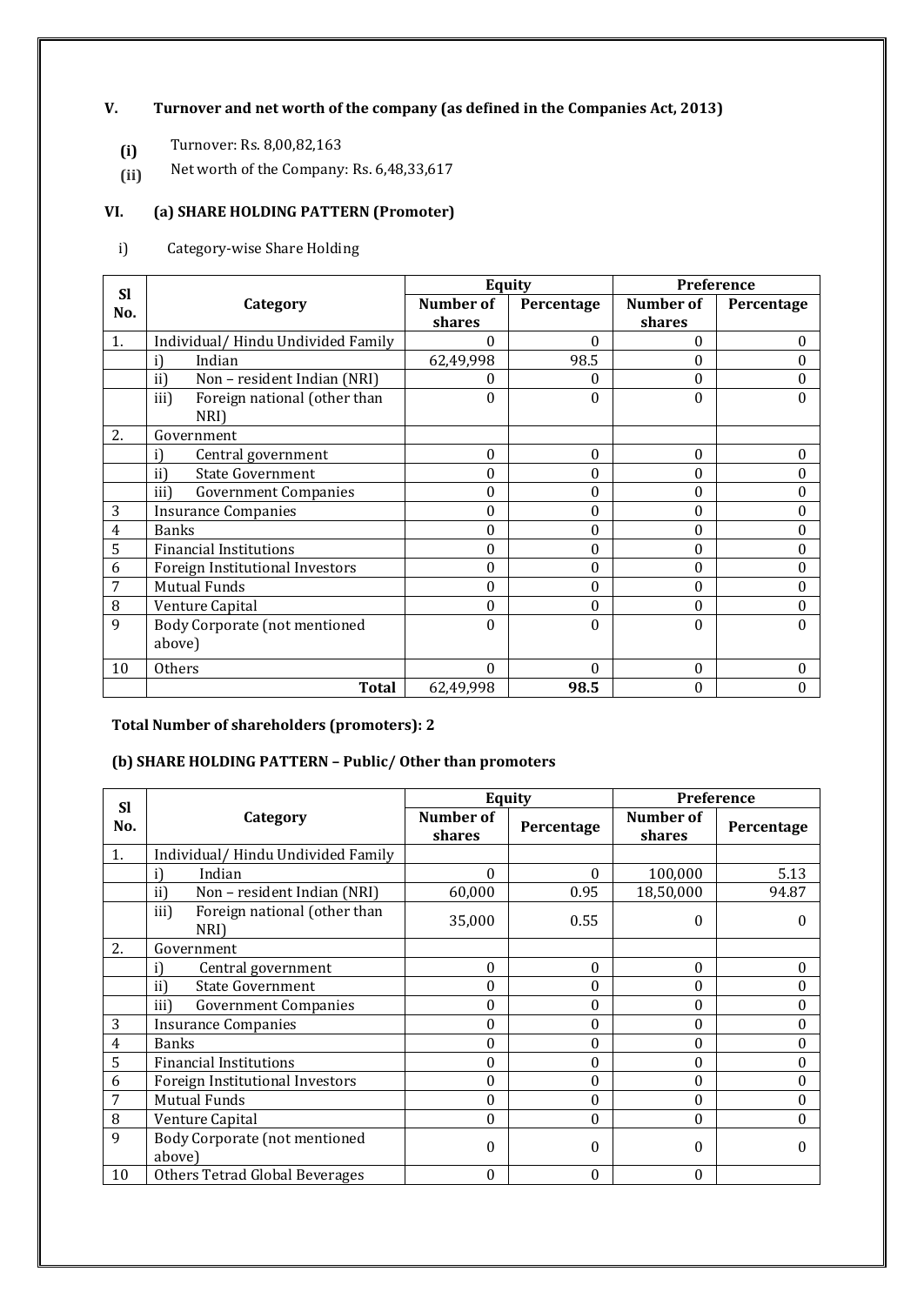## V. Turnover and net worth of the company (as defined in the Companies Act, 2013)

**(i)** Turnover: Rs. 8,00,82,163

**(ii)** Net worth of the Company: Rs. 6,48,33,617

## VI. (a) SHARE HOLDING PATTERN (Promoter)

i) Category-wise Share Holding

| Sl No. | Category | Equity | | Preference | |
|---|---|---|---|---|---|
| | | Number of shares | Percentage | Number of shares | Percentage |
| 1. | Individual/ Hindu Undivided Family | 0 | 0 | 0 | 0 |
| | i) Indian | 62,49,998 | 98.5 | 0 | 0 |
| | ii) Non – resident Indian (NRI) | 0 | 0 | 0 | 0 |
| | iii) Foreign national (other than NRI) | 0 | 0 | 0 | 0 |
| 2. | Government | | | | |
| | i) Central government | 0 | 0 | 0 | 0 |
| | ii) State Government | 0 | 0 | 0 | 0 |
| | iii) Government Companies | 0 | 0 | 0 | 0 |
| 3 | Insurance Companies | 0 | 0 | 0 | 0 |
| 4 | Banks | 0 | 0 | 0 | 0 |
| 5 | Financial Institutions | 0 | 0 | 0 | 0 |
| 6 | Foreign Institutional Investors | 0 | 0 | 0 | 0 |
| 7 | Mutual Funds | 0 | 0 | 0 | 0 |
| 8 | Venture Capital | 0 | 0 | 0 | 0 |
| 9 | Body Corporate (not mentioned above) | 0 | 0 | 0 | 0 |
| 10 | Others | 0 | 0 | 0 | 0 |
| | **Total** | 62,49,998 | **98.5** | 0 | 0 |

**Total Number of shareholders (promoters): 2**

### (b) SHARE HOLDING PATTERN – Public/ Other than promoters

| Sl No. | Category | Equity | | Preference | |
|---|---|---|---|---|---|
| | | Number of shares | Percentage | Number of shares | Percentage |
| 1. | Individual/ Hindu Undivided Family | | | | |
| | i) Indian | 0 | 0 | 100,000 | 5.13 |
| | ii) Non – resident Indian (NRI) | 60,000 | 0.95 | 18,50,000 | 94.87 |
| | iii) Foreign national (other than NRI) | 35,000 | 0.55 | 0 | 0 |
| 2. | Government | | | | |
| | i) Central government | 0 | 0 | 0 | 0 |
| | ii) State Government | 0 | 0 | 0 | 0 |
| | iii) Government Companies | 0 | 0 | 0 | 0 |
| 3 | Insurance Companies | 0 | 0 | 0 | 0 |
| 4 | Banks | 0 | 0 | 0 | 0 |
| 5 | Financial Institutions | 0 | 0 | 0 | 0 |
| 6 | Foreign Institutional Investors | 0 | 0 | 0 | 0 |
| 7 | Mutual Funds | 0 | 0 | 0 | 0 |
| 8 | Venture Capital | 0 | 0 | 0 | 0 |
| 9 | Body Corporate (not mentioned above) | 0 | 0 | 0 | 0 |
| 10 | Others Tetrad Global Beverages | 0 | 0 | 0 | |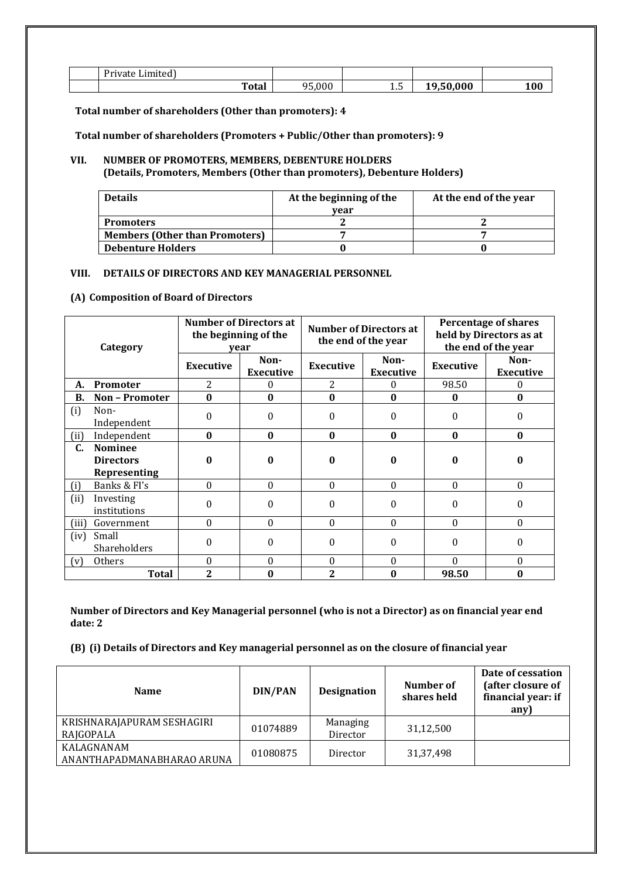|  | Private Limited) |  |  |  |  |
|---|---|---|---|---|---|
|  | **Total** | 95,000 | 1.5 | **19,50,000** | **100** |

**Total number of shareholders (Other than promoters): 4**

**Total number of shareholders (Promoters + Public/Other than promoters): 9**

## VII. NUMBER OF PROMOTERS, MEMBERS, DEBENTURE HOLDERS
**(Details, Promoters, Members (Other than promoters), Debenture Holders)**

| Details | At the beginning of the year | At the end of the year |
|---|---|---|
| **Promoters** | **2** | **2** |
| **Members (Other than Promoters)** | **7** | **7** |
| **Debenture Holders** | **0** | **0** |

## VIII. DETAILS OF DIRECTORS AND KEY MANAGERIAL PERSONNEL

### (A) Composition of Board of Directors

| Category | | Number of Directors at the beginning of the year | | Number of Directors at the end of the year | | Percentage of shares held by Directors as at the end of the year | |
|---|---|---|---|---|---|---|---|
| | | Executive | Non-Executive | Executive | Non-Executive | Executive | Non-Executive |
| **A.** | **Promoter** | 2 | 0 | 2 | 0 | 98.50 | 0 |
| **B.** | **Non – Promoter** | **0** | **0** | **0** | **0** | **0** | **0** |
| (i) | Non-Independent | 0 | 0 | 0 | 0 | 0 | 0 |
| (ii) | Independent | **0** | **0** | **0** | **0** | **0** | **0** |
| **C.** | **Nominee Directors Representing** | **0** | **0** | **0** | **0** | **0** | **0** |
| (i) | Banks & FI's | 0 | 0 | 0 | 0 | 0 | 0 |
| (ii) | Investing institutions | 0 | 0 | 0 | 0 | 0 | 0 |
| (iii) | Government | 0 | 0 | 0 | 0 | 0 | 0 |
| (iv) | Small Shareholders | 0 | 0 | 0 | 0 | 0 | 0 |
| (v) | Others | 0 | 0 | 0 | 0 | 0 | 0 |
| | **Total** | **2** | **0** | **2** | **0** | **98.50** | **0** |

**Number of Directors and Key Managerial personnel (who is not a Director) as on financial year end date: 2**

### (B) (i) Details of Directors and Key managerial personnel as on the closure of financial year

| Name | DIN/PAN | Designation | Number of shares held | Date of cessation (after closure of financial year: if any) |
|---|---|---|---|---|
| KRISHNARAJAPURAM SESHAGIRI RAJGOPALA | 01074889 | Managing Director | 31,12,500 | |
| KALAGNANAM ANANTHAPADMANABHARAO ARUNA | 01080875 | Director | 31,37,498 | |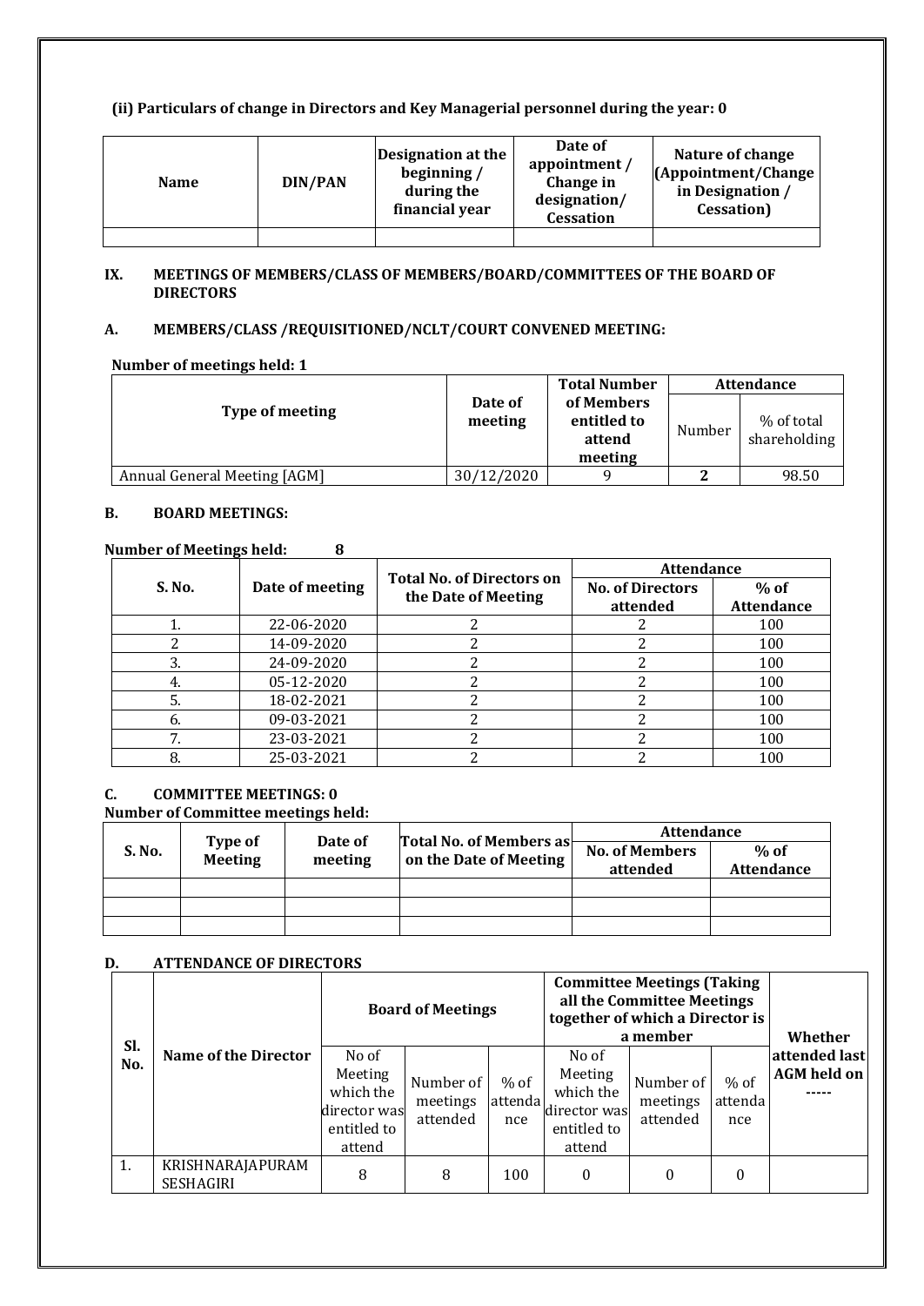**(ii) Particulars of change in Directors and Key Managerial personnel during the year: 0**

| Name | DIN/PAN | Designation at the beginning / during the financial year | Date of appointment / Change in designation/ Cessation | Nature of change (Appointment/Change in Designation / Cessation) |
|---|---|---|---|---|
| | | | | |

## IX. MEETINGS OF MEMBERS/CLASS OF MEMBERS/BOARD/COMMITTEES OF THE BOARD OF DIRECTORS

### A. MEMBERS/CLASS /REQUISITIONED/NCLT/COURT CONVENED MEETING:

**Number of meetings held: 1**

| Type of meeting | Date of meeting | Total Number of Members entitled to attend meeting | Attendance | |
|---|---|---|---|---|
| | | | Number | % of total shareholding |
| Annual General Meeting [AGM] | 30/12/2020 | 9 | **2** | 98.50 |

### B. BOARD MEETINGS:

**Number of Meetings held: 8**

| S. No. | Date of meeting | Total No. of Directors on the Date of Meeting | Attendance | |
|---|---|---|---|---|
| | | | No. of Directors attended | % of Attendance |
| 1. | 22-06-2020 | 2 | 2 | 100 |
| 2 | 14-09-2020 | 2 | 2 | 100 |
| 3. | 24-09-2020 | 2 | 2 | 100 |
| 4. | 05-12-2020 | 2 | 2 | 100 |
| 5. | 18-02-2021 | 2 | 2 | 100 |
| 6. | 09-03-2021 | 2 | 2 | 100 |
| 7. | 23-03-2021 | 2 | 2 | 100 |
| 8. | 25-03-2021 | 2 | 2 | 100 |

### C. COMMITTEE MEETINGS: 0

**Number of Committee meetings held:**

| S. No. | Type of Meeting | Date of meeting | Total No. of Members as on the Date of Meeting | Attendance | |
|---|---|---|---|---|---|
| | | | | No. of Members attended | % of Attendance |
| | | | | | |
| | | | | | |
| | | | | | |

### D. ATTENDANCE OF DIRECTORS

| Sl. No. | Name of the Director | Board of Meetings | | | Committee Meetings (Taking all the Committee Meetings together of which a Director is a member | | | Whether attended last AGM held on ----- |
|---|---|---|---|---|---|---|---|---|
| | | No of Meeting which the director was entitled to attend | Number of meetings attended | % of attendance | No of Meeting which the director was entitled to attend | Number of meetings attended | % of attendance | |
| 1. | KRISHNARAJAPURAM SESHAGIRI | 8 | 8 | 100 | 0 | 0 | 0 | |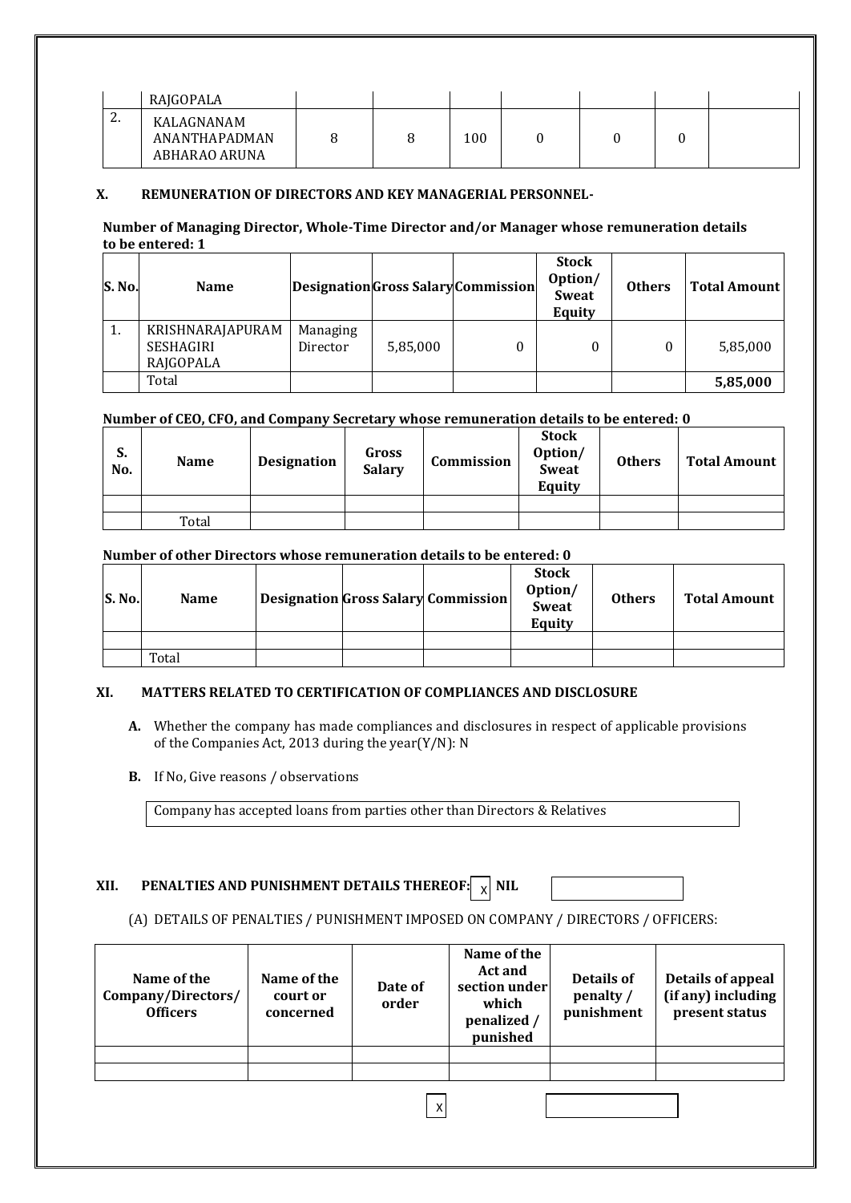| | RAJGOPALA | | | | | | | |
|---|---|---|---|---|---|---|---|---|
| 2. | KALAGNANAM ANANTHAPADMAN ABHARAO ARUNA | 8 | 8 | 100 | 0 | 0 | 0 | |

## X. REMUNERATION OF DIRECTORS AND KEY MANAGERIAL PERSONNEL-

**Number of Managing Director, Whole-Time Director and/or Manager whose remuneration details to be entered: 1**

| S. No. | Name | Designation | Gross Salary | Commission | Stock Option/ Sweat Equity | Others | Total Amount |
|---|---|---|---|---|---|---|---|
| 1. | KRISHNARAJAPURAM SESHAGIRI RAJGOPALA | Managing Director | 5,85,000 | 0 | 0 | 0 | 5,85,000 |
| | Total | | | | | | **5,85,000** |

**Number of CEO, CFO, and Company Secretary whose remuneration details to be entered: 0**

| S. No. | Name | Designation | Gross Salary | Commission | Stock Option/ Sweat Equity | Others | Total Amount |
|---|---|---|---|---|---|---|---|
| | | | | | | | |
| | Total | | | | | | |

**Number of other Directors whose remuneration details to be entered: 0**

| S. No. | Name | Designation | Gross Salary | Commission | Stock Option/ Sweat Equity | Others | Total Amount |
|---|---|---|---|---|---|---|---|
| | | | | | | | |
| | Total | | | | | | |

## XI. MATTERS RELATED TO CERTIFICATION OF COMPLIANCES AND DISCLOSURE

**A.** Whether the company has made compliances and disclosures in respect of applicable provisions of the Companies Act, 2013 during the year(Y/N): N

**B.** If No, Give reasons / observations

Company has accepted loans from parties other than Directors & Relatives

## XII. PENALTIES AND PUNISHMENT DETAILS THEREOF: X NIL

(A) DETAILS OF PENALTIES / PUNISHMENT IMPOSED ON COMPANY / DIRECTORS / OFFICERS:

| Name of the Company/Directors/ Officers | Name of the court or concerned | Date of order | Name of the Act and section under which penalized / punished | Details of penalty / punishment | Details of appeal (if any) including present status |
|---|---|---|---|---|---|
| | | | | | |
| | | | | | |

X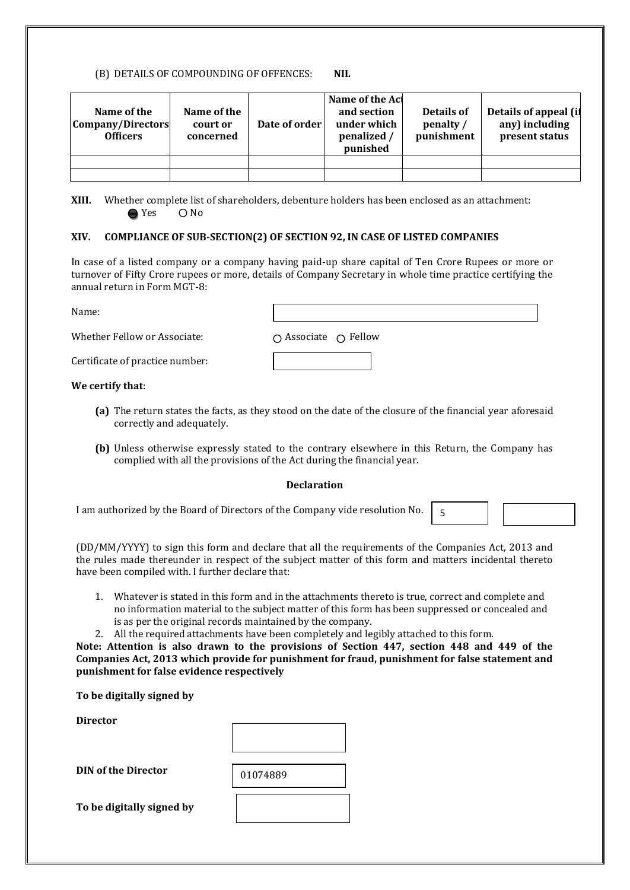(B) DETAILS OF COMPOUNDING OF OFFENCES: **NIL**

| Name of the Company/Directors Officers | Name of the court or concerned | Date of order | Name of the Act and section under which penalized / punished | Details of penalty / punishment | Details of appeal (if any) including present status |
|---|---|---|---|---|---|
| | | | | | |
| | | | | | |

**XIII.** Whether complete list of shareholders, debenture holders has been enclosed as an attachment:
● Yes ○ No

**XIV. COMPLIANCE OF SUB-SECTION(2) OF SECTION 92, IN CASE OF LISTED COMPANIES**

In case of a listed company or a company having paid-up share capital of Ten Crore Rupees or more or turnover of Fifty Crore rupees or more, details of Company Secretary in whole time practice certifying the annual return in Form MGT-8:

Name:

Whether Fellow or Associate: ○ Associate ○ Fellow

Certificate of practice number:

**We certify that**:

**(a)** The return states the facts, as they stood on the date of the closure of the financial year aforesaid correctly and adequately.

**(b)** Unless otherwise expressly stated to the contrary elsewhere in this Return, the Company has complied with all the provisions of the Act during the financial year.

**Declaration**

I am authorized by the Board of Directors of the Company vide resolution No. 5

(DD/MM/YYYY) to sign this form and declare that all the requirements of the Companies Act, 2013 and the rules made thereunder in respect of the subject matter of this form and matters incidental thereto have been compiled with. I further declare that:

1. Whatever is stated in this form and in the attachments thereto is true, correct and complete and no information material to the subject matter of this form has been suppressed or concealed and is as per the original records maintained by the company.
2. All the required attachments have been completely and legibly attached to this form.

**Note: Attention is also drawn to the provisions of Section 447, section 448 and 449 of the Companies Act, 2013 which provide for punishment for fraud, punishment for false statement and punishment for false evidence respectively**

**To be digitally signed by**

**Director**

**DIN of the Director** 01074889

**To be digitally signed by**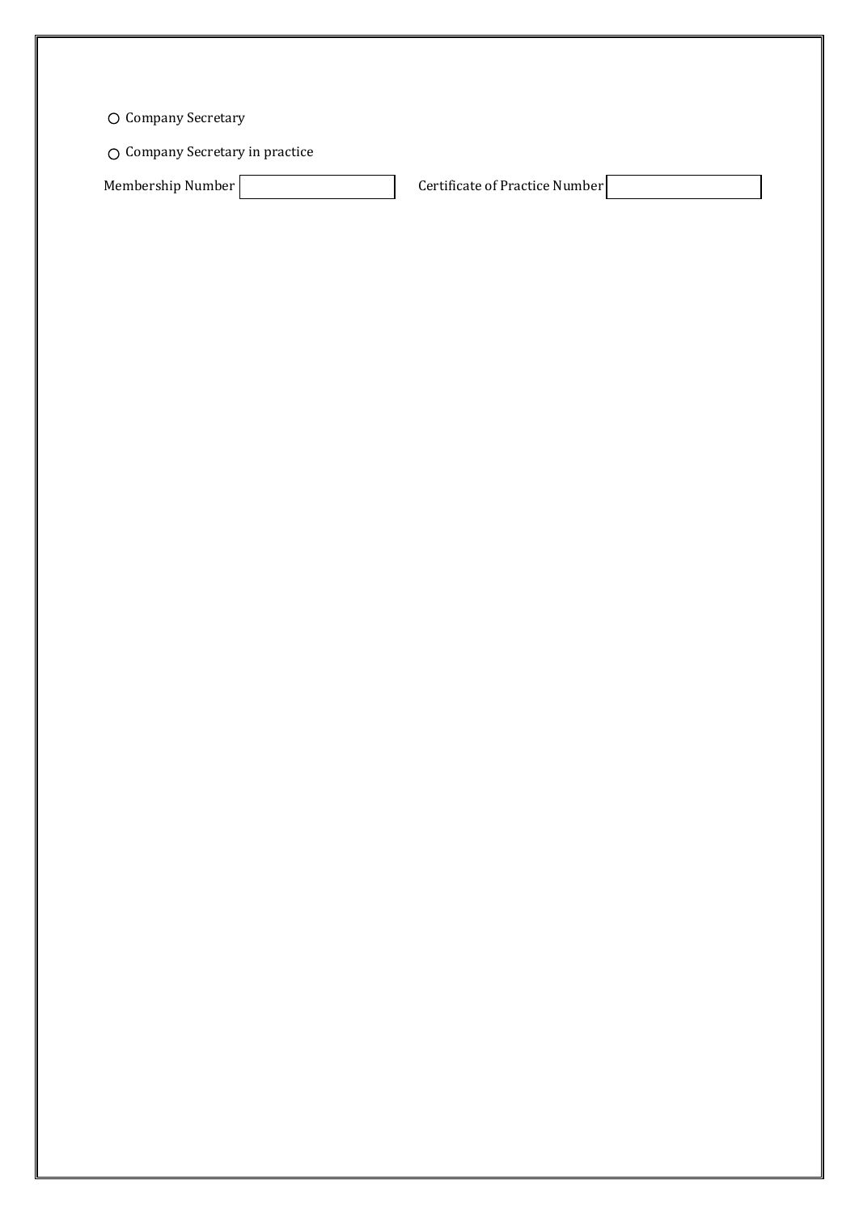○ Company Secretary

○ Company Secretary in practice

Membership Number | | Certificate of Practice Number | |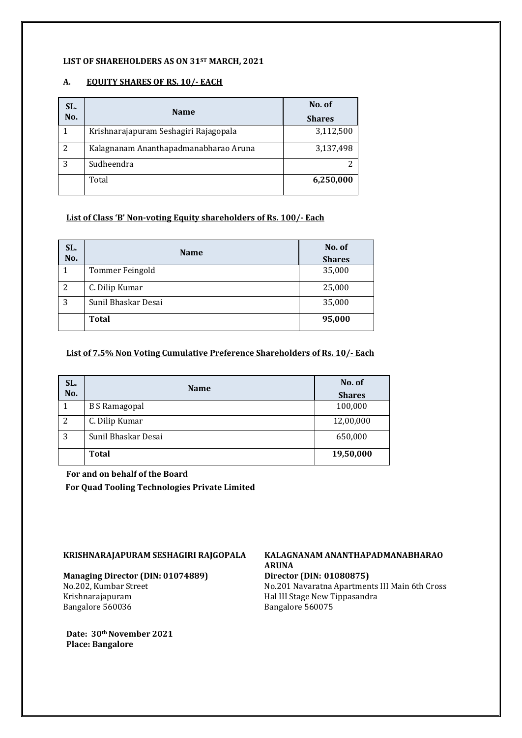**LIST OF SHAREHOLDERS AS ON 31ST MARCH, 2021**

**A. EQUITY SHARES OF RS. 10/- EACH**

| SL. No. | Name | No. of Shares |
|---|---|---|
| 1 | Krishnarajapuram Seshagiri Rajagopala | 3,112,500 |
| 2 | Kalagnanam Ananthapadmanabharao Aruna | 3,137,498 |
| 3 | Sudheendra | 2 |
| | Total | **6,250,000** |

**List of Class 'B' Non-voting Equity shareholders of Rs. 100/- Each**

| SL. No. | Name | No. of Shares |
|---|---|---|
| 1 | Tommer Feingold | 35,000 |
| 2 | C. Dilip Kumar | 25,000 |
| 3 | Sunil Bhaskar Desai | 35,000 |
| | **Total** | **95,000** |

**List of 7.5% Non Voting Cumulative Preference Shareholders of Rs. 10/- Each**

| SL. No. | Name | No. of Shares |
|---|---|---|
| 1 | B S Ramagopal | 100,000 |
| 2 | C. Dilip Kumar | 12,00,000 |
| 3 | Sunil Bhaskar Desai | 650,000 |
| | **Total** | **19,50,000** |

**For and on behalf of the Board**

**For Quad Tooling Technologies Private Limited**

**KRISHNARAJAPURAM SESHAGIRI RAJGOPALA**
**Managing Director (DIN: 01074889)**
No.202, Kumbar Street
Krishnarajapuram
Bangalore 560036

**KALAGNANAM ANANTHAPADMANABHARAO ARUNA**
**Director (DIN: 01080875)**
No.201 Navaratna Apartments III Main 6th Cross
Hal III Stage New Tippasandra
Bangalore 560075

**Date: 30th November 2021**
**Place: Bangalore**